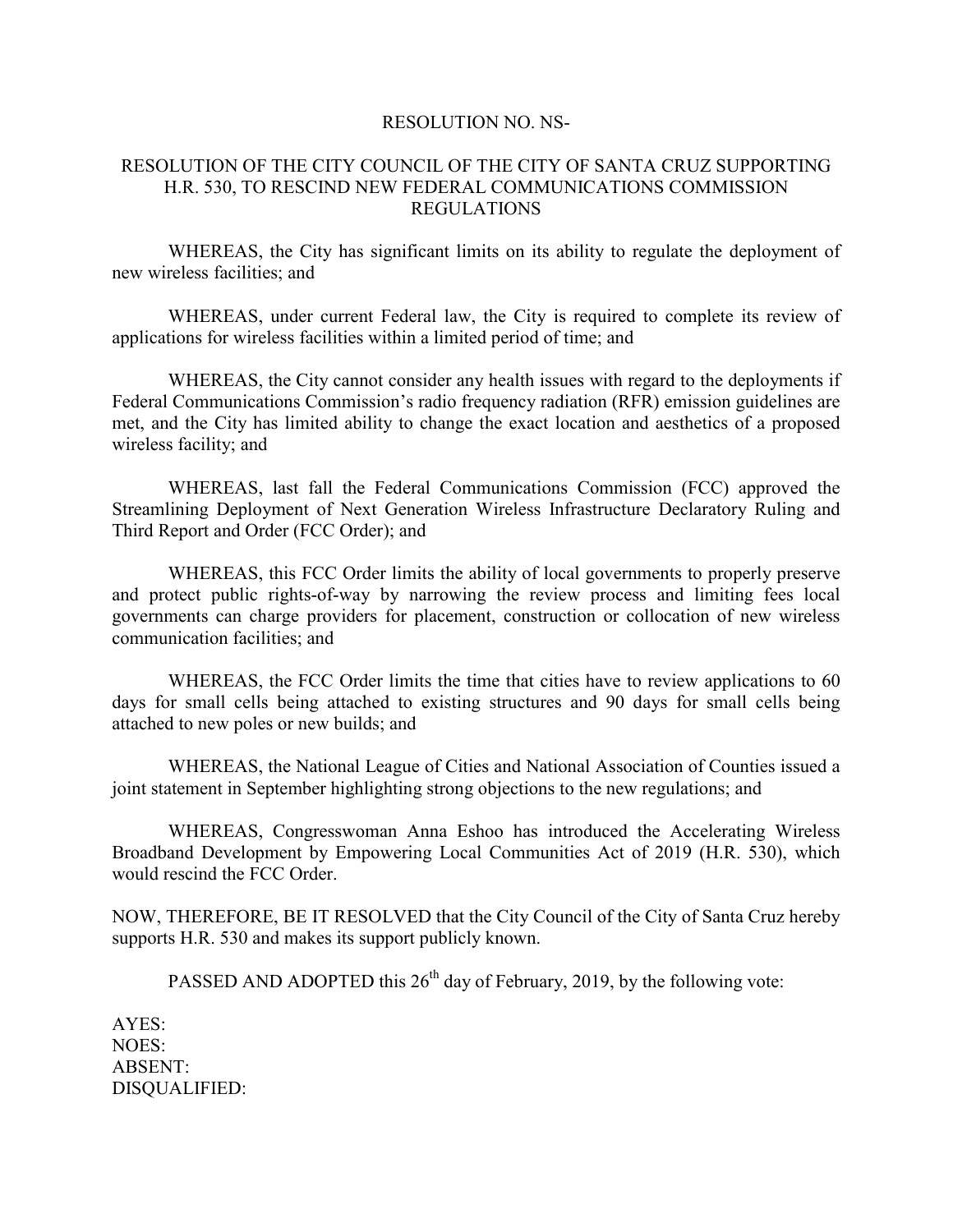RESOLUTION NO. NS-

RESOLUTION OF THE CITY COUNCIL OF THE CITY OF SANTA CRUZ SUPPORTING H.R. 530, TO RESCIND NEW FEDERAL COMMUNICATIONS COMMISSION REGULATIONS

WHEREAS, the City has significant limits on its ability to regulate the deployment of new wireless facilities; and

WHEREAS, under current Federal law, the City is required to complete its review of applications for wireless facilities within a limited period of time; and

WHEREAS, the City cannot consider any health issues with regard to the deployments if Federal Communications Commission's radio frequency radiation (RFR) emission guidelines are met, and the City has limited ability to change the exact location and aesthetics of a proposed wireless facility; and

WHEREAS, last fall the Federal Communications Commission (FCC) approved the Streamlining Deployment of Next Generation Wireless Infrastructure Declaratory Ruling and Third Report and Order (FCC Order); and

WHEREAS, this FCC Order limits the ability of local governments to properly preserve and protect public rights-of-way by narrowing the review process and limiting fees local governments can charge providers for placement, construction or collocation of new wireless communication facilities; and

WHEREAS, the FCC Order limits the time that cities have to review applications to 60 days for small cells being attached to existing structures and 90 days for small cells being attached to new poles or new builds; and

WHEREAS, the National League of Cities and National Association of Counties issued a joint statement in September highlighting strong objections to the new regulations; and

WHEREAS, Congresswoman Anna Eshoo has introduced the Accelerating Wireless Broadband Development by Empowering Local Communities Act of 2019 (H.R. 530), which would rescind the FCC Order.

NOW, THEREFORE, BE IT RESOLVED that the City Council of the City of Santa Cruz hereby supports H.R. 530 and makes its support publicly known.

PASSED AND ADOPTED this 26th day of February, 2019, by the following vote:

AYES:
NOES:
ABSENT:
DISQUALIFIED: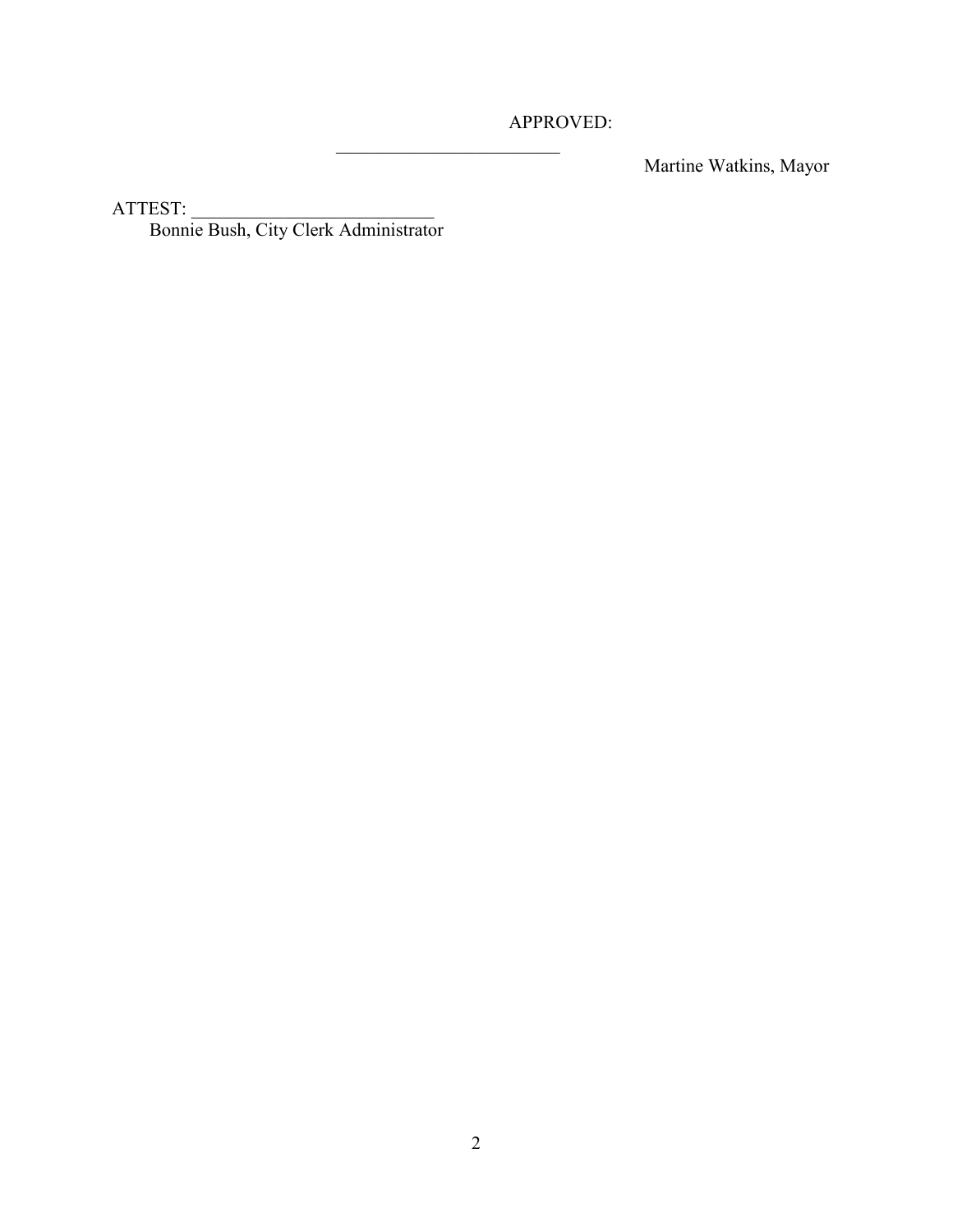APPROVED:

\_\_\_\_\_\_\_\_\_\_\_\_\_\_\_\_\_\_\_\_\_\_\_\_\_

Martine Watkins, Mayor

ATTEST: \_\_\_\_\_\_\_\_\_\_\_\_\_\_\_\_\_\_\_\_\_\_\_\_\_\_\_

Bonnie Bush, City Clerk Administrator